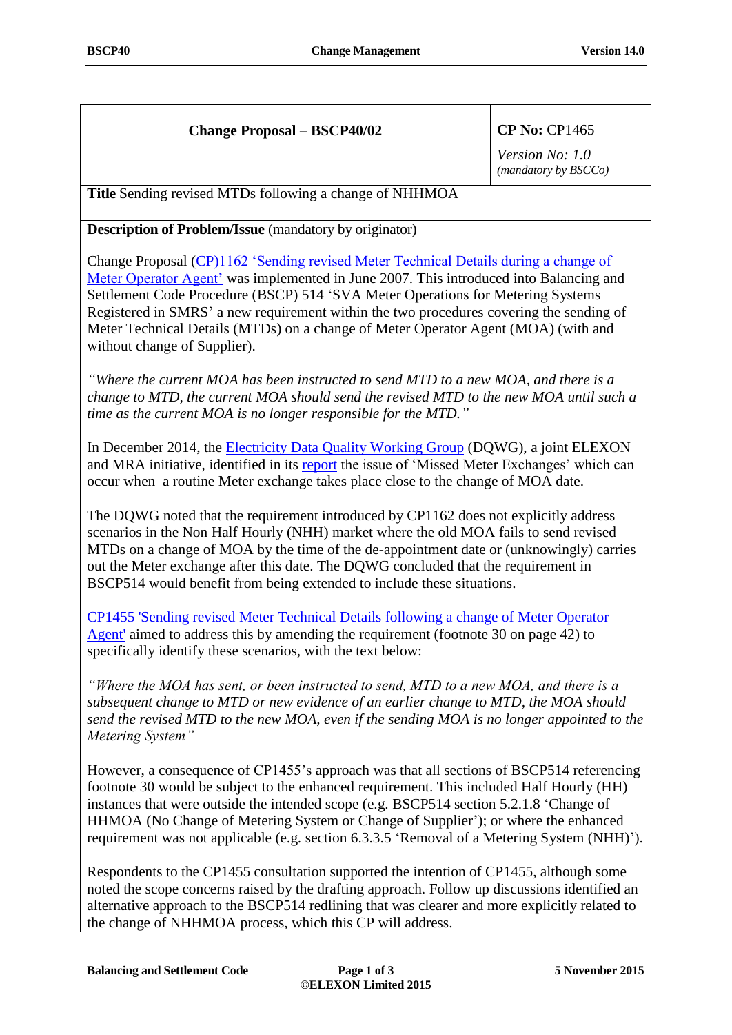| **Change Proposal – BSCP40/02** | **CP No:** CP1465<br>*Version No: 1.0*<br>*(mandatory by BSCCo)* |
|---|---|

**Title** Sending revised MTDs following a change of NHHMOA

**Description of Problem/Issue** (mandatory by originator)

Change Proposal (CP)1162 'Sending revised Meter Technical Details during a change of Meter Operator Agent' was implemented in June 2007. This introduced into Balancing and Settlement Code Procedure (BSCP) 514 'SVA Meter Operations for Metering Systems Registered in SMRS' a new requirement within the two procedures covering the sending of Meter Technical Details (MTDs) on a change of Meter Operator Agent (MOA) (with and without change of Supplier).

*"Where the current MOA has been instructed to send MTD to a new MOA, and there is a change to MTD, the current MOA should send the revised MTD to the new MOA until such a time as the current MOA is no longer responsible for the MTD."*

In December 2014, the Electricity Data Quality Working Group (DQWG), a joint ELEXON and MRA initiative, identified in its report the issue of 'Missed Meter Exchanges' which can occur when a routine Meter exchange takes place close to the change of MOA date.

The DQWG noted that the requirement introduced by CP1162 does not explicitly address scenarios in the Non Half Hourly (NHH) market where the old MOA fails to send revised MTDs on a change of MOA by the time of the de-appointment date or (unknowingly) carries out the Meter exchange after this date. The DQWG concluded that the requirement in BSCP514 would benefit from being extended to include these situations.

CP1455 'Sending revised Meter Technical Details following a change of Meter Operator Agent' aimed to address this by amending the requirement (footnote 30 on page 42) to specifically identify these scenarios, with the text below:

*"Where the MOA has sent, or been instructed to send, MTD to a new MOA, and there is a subsequent change to MTD or new evidence of an earlier change to MTD, the MOA should send the revised MTD to the new MOA, even if the sending MOA is no longer appointed to the Metering System"*

However, a consequence of CP1455's approach was that all sections of BSCP514 referencing footnote 30 would be subject to the enhanced requirement. This included Half Hourly (HH) instances that were outside the intended scope (e.g. BSCP514 section 5.2.1.8 'Change of HHMOA (No Change of Metering System or Change of Supplier'); or where the enhanced requirement was not applicable (e.g. section 6.3.3.5 'Removal of a Metering System (NHH)').

Respondents to the CP1455 consultation supported the intention of CP1455, although some noted the scope concerns raised by the drafting approach. Follow up discussions identified an alternative approach to the BSCP514 redlining that was clearer and more explicitly related to the change of NHHMOA process, which this CP will address.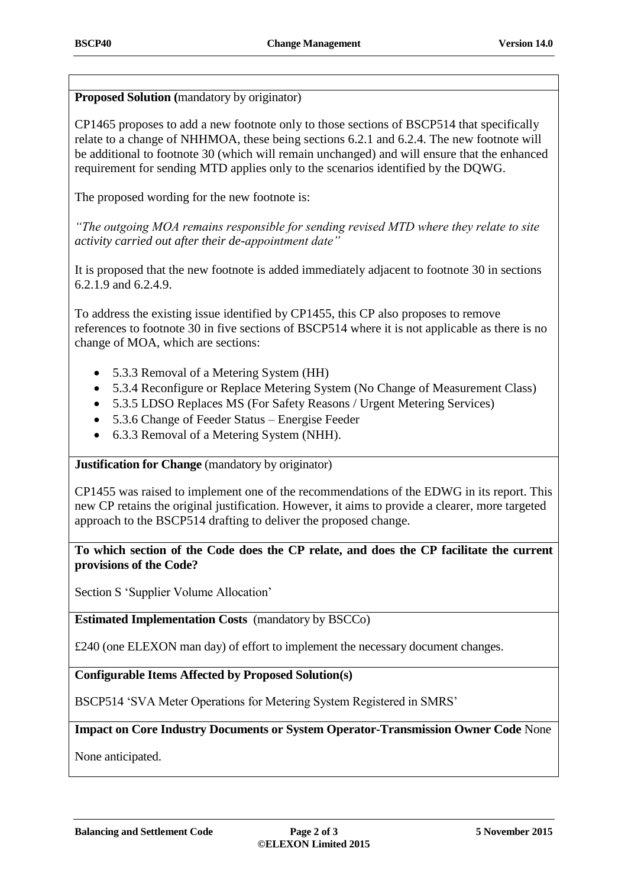**Proposed Solution (**mandatory by originator)

CP1465 proposes to add a new footnote only to those sections of BSCP514 that specifically relate to a change of NHHMOA, these being sections 6.2.1 and 6.2.4. The new footnote will be additional to footnote 30 (which will remain unchanged) and will ensure that the enhanced requirement for sending MTD applies only to the scenarios identified by the DQWG.

The proposed wording for the new footnote is:

*"The outgoing MOA remains responsible for sending revised MTD where they relate to site activity carried out after their de-appointment date"*

It is proposed that the new footnote is added immediately adjacent to footnote 30 in sections 6.2.1.9 and 6.2.4.9.

To address the existing issue identified by CP1455, this CP also proposes to remove references to footnote 30 in five sections of BSCP514 where it is not applicable as there is no change of MOA, which are sections:

- 5.3.3 Removal of a Metering System (HH)
- 5.3.4 Reconfigure or Replace Metering System (No Change of Measurement Class)
- 5.3.5 LDSO Replaces MS (For Safety Reasons / Urgent Metering Services)
- 5.3.6 Change of Feeder Status – Energise Feeder
- 6.3.3 Removal of a Metering System (NHH).

**Justification for Change** (mandatory by originator)

CP1455 was raised to implement one of the recommendations of the EDWG in its report. This new CP retains the original justification. However, it aims to provide a clearer, more targeted approach to the BSCP514 drafting to deliver the proposed change.

**To which section of the Code does the CP relate, and does the CP facilitate the current provisions of the Code?**

Section S 'Supplier Volume Allocation'

**Estimated Implementation Costs** (mandatory by BSCCo)

£240 (one ELEXON man day) of effort to implement the necessary document changes.

**Configurable Items Affected by Proposed Solution(s)**

BSCP514 'SVA Meter Operations for Metering System Registered in SMRS'

**Impact on Core Industry Documents or System Operator-Transmission Owner Code** None

None anticipated.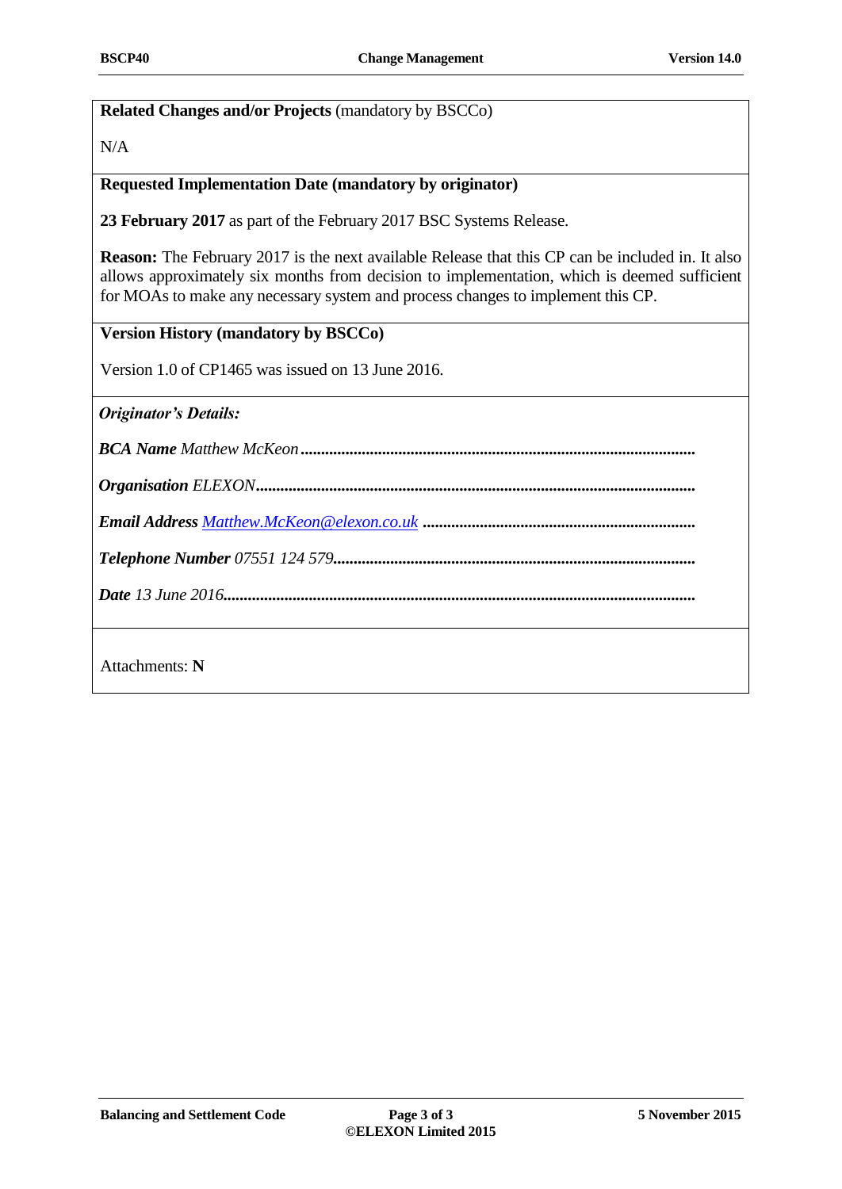**Related Changes and/or Projects** (mandatory by BSCCo)

N/A

**Requested Implementation Date (mandatory by originator)**

**23 February 2017** as part of the February 2017 BSC Systems Release.

**Reason:** The February 2017 is the next available Release that this CP can be included in. It also allows approximately six months from decision to implementation, which is deemed sufficient for MOAs to make any necessary system and process changes to implement this CP.

**Version History (mandatory by BSCCo)**

Version 1.0 of CP1465 was issued on 13 June 2016.

***Originator's Details:***

***BCA Name*** *Matthew McKeon*........................................................................................

***Organisation*** *ELEXON*..................................................................................................

***Email Address*** *Matthew.McKeon@elexon.co.uk* ..........................................................

***Telephone Number*** *07551 124 579*...............................................................................

***Date*** *13 June 2016*.........................................................................................................

Attachments: **N**